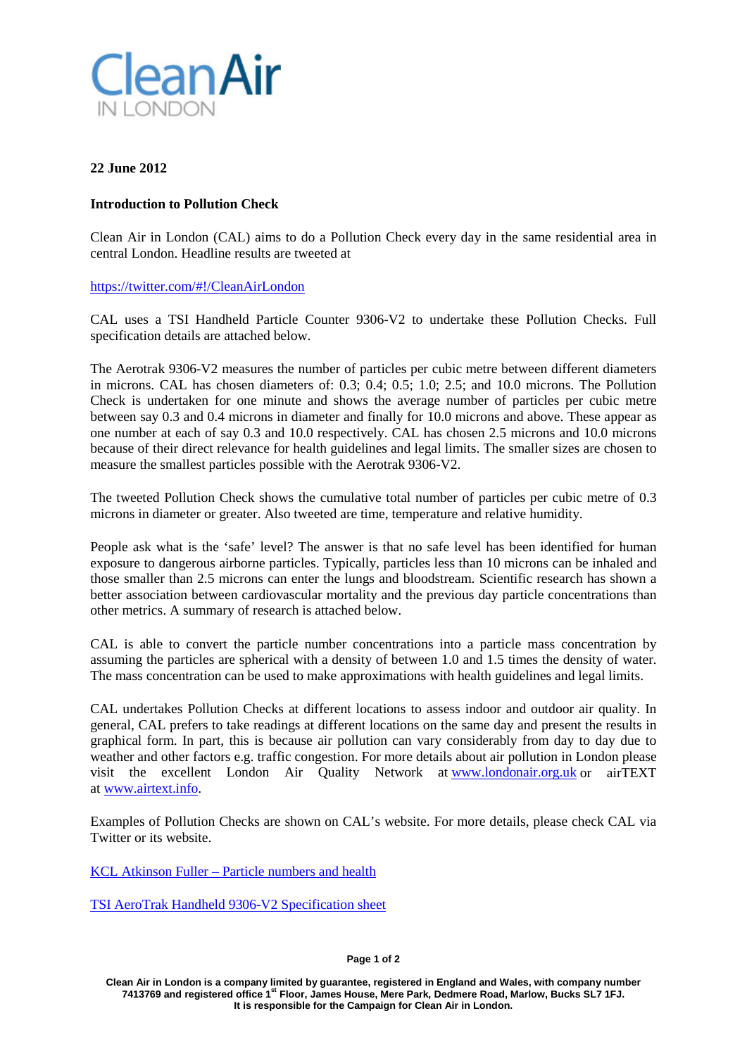Clean Air IN LONDON

**22 June 2012**

**Introduction to Pollution Check**

Clean Air in London (CAL) aims to do a Pollution Check every day in the same residential area in central London. Headline results are tweeted at

https://twitter.com/#!/CleanAirLondon

CAL uses a TSI Handheld Particle Counter 9306-V2 to undertake these Pollution Checks. Full specification details are attached below.

The Aerotrak 9306-V2 measures the number of particles per cubic metre between different diameters in microns. CAL has chosen diameters of: 0.3; 0.4; 0.5; 1.0; 2.5; and 10.0 microns. The Pollution Check is undertaken for one minute and shows the average number of particles per cubic metre between say 0.3 and 0.4 microns in diameter and finally for 10.0 microns and above. These appear as one number at each of say 0.3 and 10.0 respectively. CAL has chosen 2.5 microns and 10.0 microns because of their direct relevance for health guidelines and legal limits. The smaller sizes are chosen to measure the smallest particles possible with the Aerotrak 9306-V2.

The tweeted Pollution Check shows the cumulative total number of particles per cubic metre of 0.3 microns in diameter or greater. Also tweeted are time, temperature and relative humidity.

People ask what is the 'safe' level? The answer is that no safe level has been identified for human exposure to dangerous airborne particles. Typically, particles less than 10 microns can be inhaled and those smaller than 2.5 microns can enter the lungs and bloodstream. Scientific research has shown a better association between cardiovascular mortality and the previous day particle concentrations than other metrics. A summary of research is attached below.

CAL is able to convert the particle number concentrations into a particle mass concentration by assuming the particles are spherical with a density of between 1.0 and 1.5 times the density of water. The mass concentration can be used to make approximations with health guidelines and legal limits.

CAL undertakes Pollution Checks at different locations to assess indoor and outdoor air quality. In general, CAL prefers to take readings at different locations on the same day and present the results in graphical form. In part, this is because air pollution can vary considerably from day to day due to weather and other factors e.g. traffic congestion. For more details about air pollution in London please visit the excellent London Air Quality Network at www.londonair.org.uk or airTEXT at www.airtext.info.

Examples of Pollution Checks are shown on CAL's website. For more details, please check CAL via Twitter or its website.

KCL Atkinson Fuller – Particle numbers and health

TSI AeroTrak Handheld 9306-V2 Specification sheet

**Clean Air in London is a company limited by guarantee, registered in England and Wales, with company number 7413769 and registered office 1st Floor, James House, Mere Park, Dedmere Road, Marlow, Bucks SL7 1FJ. It is responsible for the Campaign for Clean Air in London.**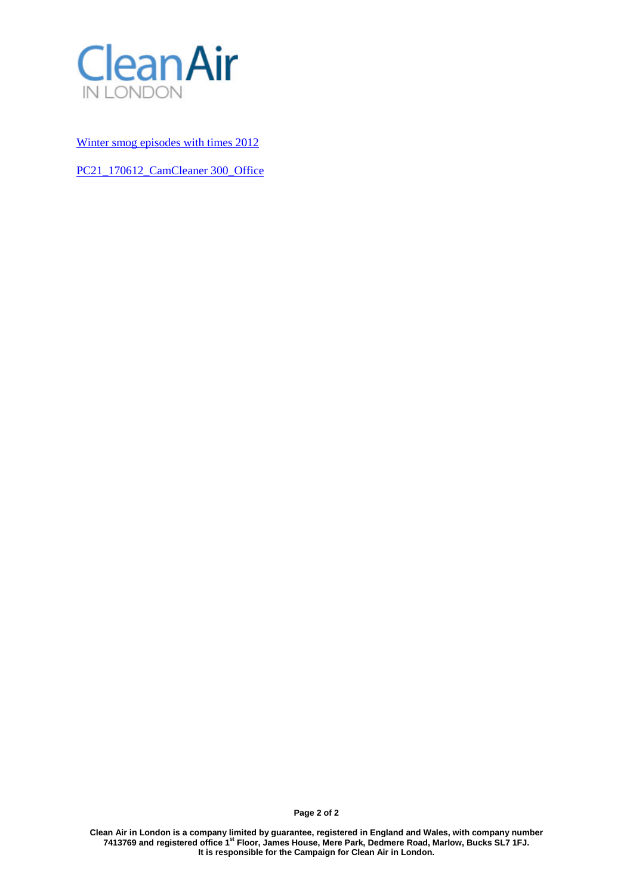Winter smog episodes with times 2012

PC21_170612_CamCleaner 300_Office